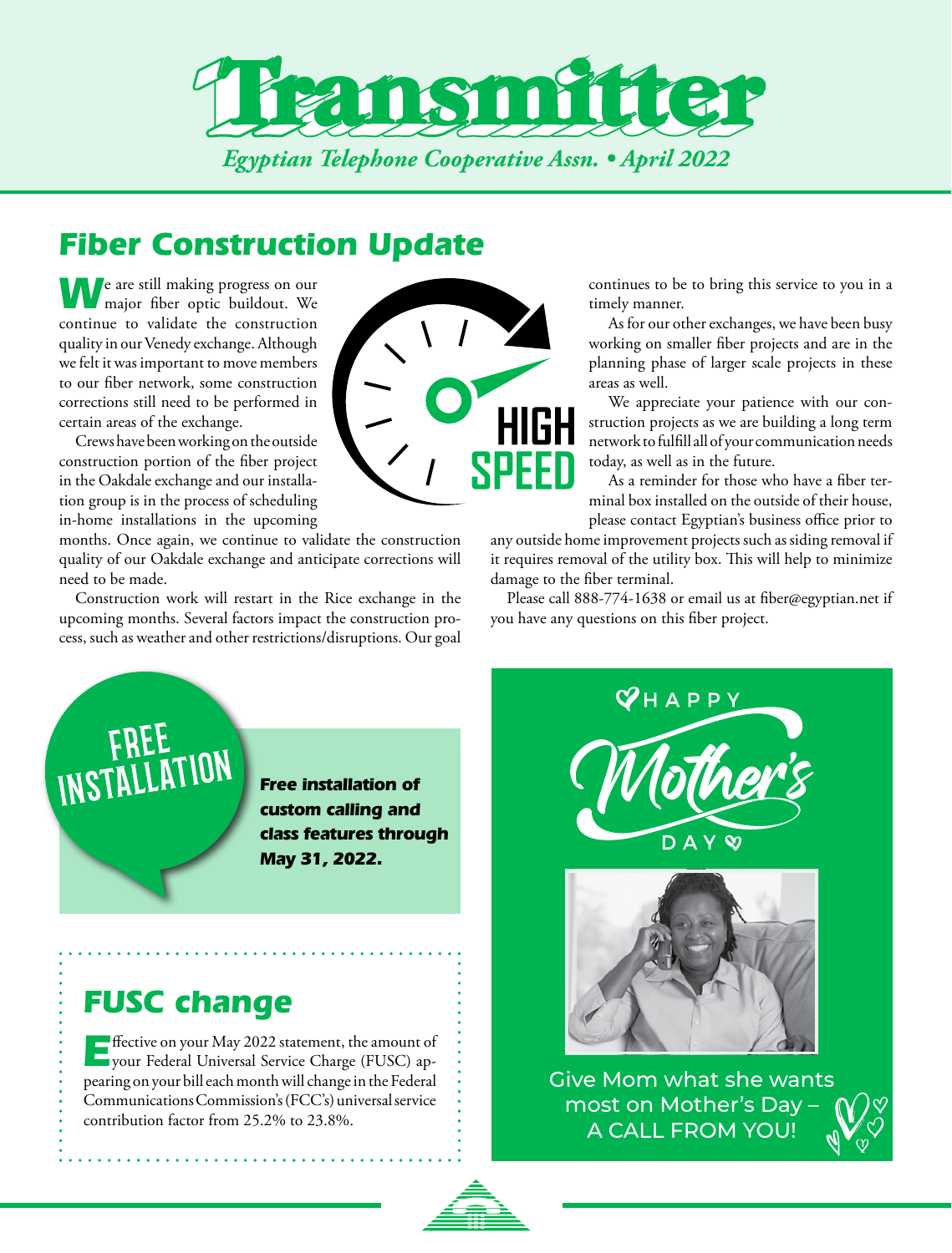# Transmitter

*Egyptian Telephone Cooperative Assn. • April 2022*

## Fiber Construction Update

We are still making progress on our major fiber optic buildout. We continue to validate the construction quality in our Venedy exchange. Although we felt it was important to move members to our fiber network, some construction corrections still need to be performed in certain areas of the exchange.

Crews have been working on the outside construction portion of the fiber project in the Oakdale exchange and our installation group is in the process of scheduling in-home installations in the upcoming months. Once again, we continue to validate the construction quality of our Oakdale exchange and anticipate corrections will need to be made.

Construction work will restart in the Rice exchange in the upcoming months. Several factors impact the construction process, such as weather and other restrictions/disruptions. Our goal continues to be to bring this service to you in a timely manner.

As for our other exchanges, we have been busy working on smaller fiber projects and are in the planning phase of larger scale projects in these areas as well.

We appreciate your patience with our construction projects as we are building a long term network to fulfill all of your communication needs today, as well as in the future.

As a reminder for those who have a fiber terminal box installed on the outside of their house, please contact Egyptian's business office prior to any outside home improvement projects such as siding removal if it requires removal of the utility box. This will help to minimize damage to the fiber terminal.

Please call 888-774-1638 or email us at fiber@egyptian.net if you have any questions on this fiber project.

HIGH SPEED

**FREE INSTALLATION**

***Free installation of custom calling and class features through May 31, 2022.***

## FUSC change

Effective on your May 2022 statement, the amount of your Federal Universal Service Charge (FUSC) appearing on your bill each month will change in the Federal Communications Commission's (FCC's) universal service contribution factor from 25.2% to 23.8%.

HAPPY Mother's DAY

Give Mom what she wants most on Mother's Day – A CALL FROM YOU!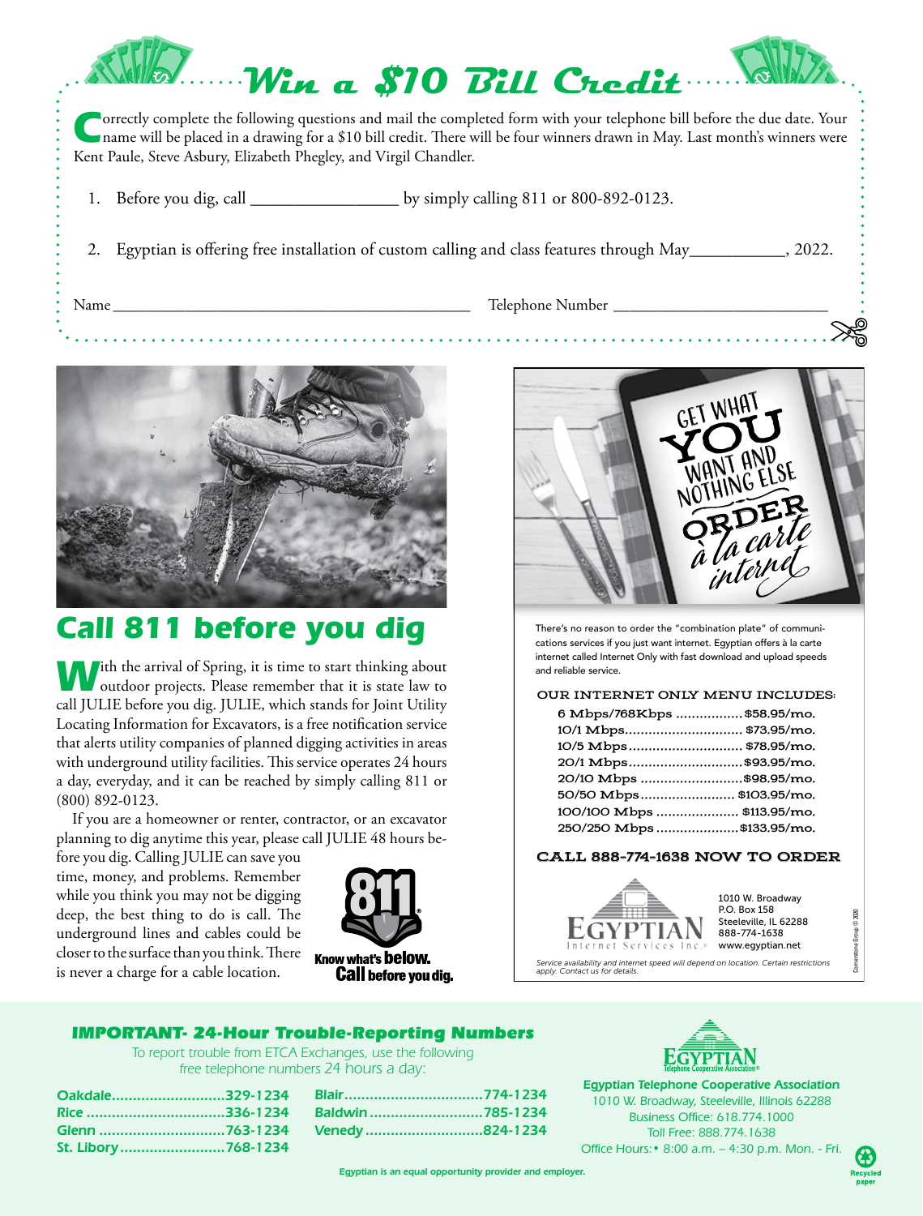# Win a $10 Bill Credit

Correctly complete the following questions and mail the completed form with your telephone bill before the due date. Your name will be placed in a drawing for a $10 bill credit. There will be four winners drawn in May. Last month's winners were Kent Paule, Steve Asbury, Elizabeth Phegley, and Virgil Chandler.

1. Before you dig, call _________________ by simply calling 811 or 800-892-0123.
2. Egyptian is offering free installation of custom calling and class features through May___________, 2022.

Name ______________________________________________ Telephone Number __________________________

## Call 811 before you dig

With the arrival of Spring, it is time to start thinking about outdoor projects. Please remember that it is state law to call JULIE before you dig. JULIE, which stands for Joint Utility Locating Information for Excavators, is a free notification service that alerts utility companies of planned digging activities in areas with underground utility facilities. This service operates 24 hours a day, everyday, and it can be reached by simply calling 811 or (800) 892-0123.

If you are a homeowner or renter, contractor, or an excavator planning to dig anytime this year, please call JULIE 48 hours before you dig. Calling JULIE can save you time, money, and problems. Remember while you think you may not be digging deep, the best thing to do is call. The underground lines and cables could be closer to the surface than you think. There is never a charge for a cable location.

811 Know what's below. Call before you dig.

GET WHAT YOU WANT AND NOTHING ELSE ORDER à la carte internet

There's no reason to order the "combination plate" of communications services if you just want internet. Egyptian offers à la carte internet called Internet Only with fast download and upload speeds and reliable service.

**OUR INTERNET ONLY MENU INCLUDES:**

| | |
|---|---|
| 6 Mbps/768Kbps | $58.95/mo. |
| 10/1 Mbps | $73.95/mo. |
| 10/5 Mbps | $78.95/mo. |
| 20/1 Mbps | $93.95/mo. |
| 20/10 Mbps | $98.95/mo. |
| 50/50 Mbps | $103.95/mo. |
| 100/100 Mbps | $113.95/mo. |
| 250/250 Mbps | $133.95/mo. |

**CALL 888-774-1638 NOW TO ORDER**

EGYPTIAN Internet Services Inc.
1010 W. Broadway
P.O. Box 158
Steeleville, IL 62288
888-774-1638
www.egyptian.net

*Service availability and internet speed will depend on location. Certain restrictions apply. Contact us for details.*

### IMPORTANT- 24-Hour Trouble-Reporting Numbers

*To report trouble from ETCA Exchanges, use the following free telephone numbers 24 hours a day:*

| | | | |
|---|---|---|---|
| Oakdale | 329-1234 | Blair | 774-1234 |
| Rice | 336-1234 | Baldwin | 785-1234 |
| Glenn | 763-1234 | Venedy | 824-1234 |
| St. Libory | 768-1234 | | |

**Egyptian Telephone Cooperative Association**
1010 W. Broadway, Steeleville, Illinois 62288
Business Office: 618.774.1000
Toll Free: 888.774.1638
Office Hours: 8:00 a.m. – 4:30 p.m. Mon. - Fri.

Egyptian is an equal opportunity provider and employer.